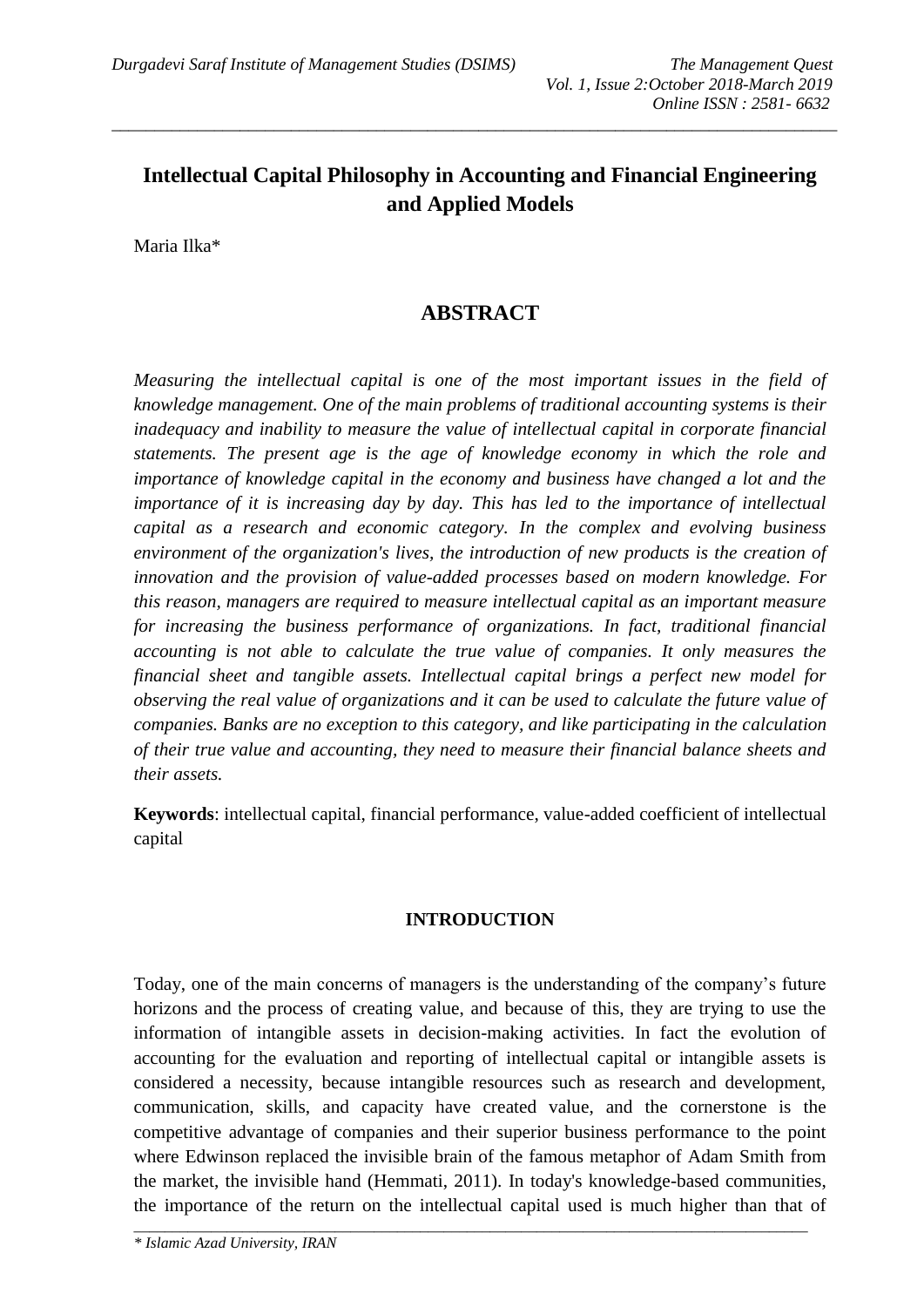# Intellectual Capital Philosophy in Accounting and Financial Engineering and Applied Models

Maria Ilka*

## ABSTRACT

*Measuring the intellectual capital is one of the most important issues in the field of knowledge management. One of the main problems of traditional accounting systems is their inadequacy and inability to measure the value of intellectual capital in corporate financial statements. The present age is the age of knowledge economy in which the role and importance of knowledge capital in the economy and business have changed a lot and the importance of it is increasing day by day. This has led to the importance of intellectual capital as a research and economic category. In the complex and evolving business environment of the organization's lives, the introduction of new products is the creation of innovation and the provision of value-added processes based on modern knowledge. For this reason, managers are required to measure intellectual capital as an important measure for increasing the business performance of organizations. In fact, traditional financial accounting is not able to calculate the true value of companies. It only measures the financial sheet and tangible assets. Intellectual capital brings a perfect new model for observing the real value of organizations and it can be used to calculate the future value of companies. Banks are no exception to this category, and like participating in the calculation of their true value and accounting, they need to measure their financial balance sheets and their assets.*

**Keywords**: intellectual capital, financial performance, value-added coefficient of intellectual capital

## INTRODUCTION

Today, one of the main concerns of managers is the understanding of the company's future horizons and the process of creating value, and because of this, they are trying to use the information of intangible assets in decision-making activities. In fact the evolution of accounting for the evaluation and reporting of intellectual capital or intangible assets is considered a necessity, because intangible resources such as research and development, communication, skills, and capacity have created value, and the cornerstone is the competitive advantage of companies and their superior business performance to the point where Edwinson replaced the invisible brain of the famous metaphor of Adam Smith from the market, the invisible hand (Hemmati, 2011). In today's knowledge-based communities, the importance of the return on the intellectual capital used is much higher than that of

*\* Islamic Azad University, IRAN*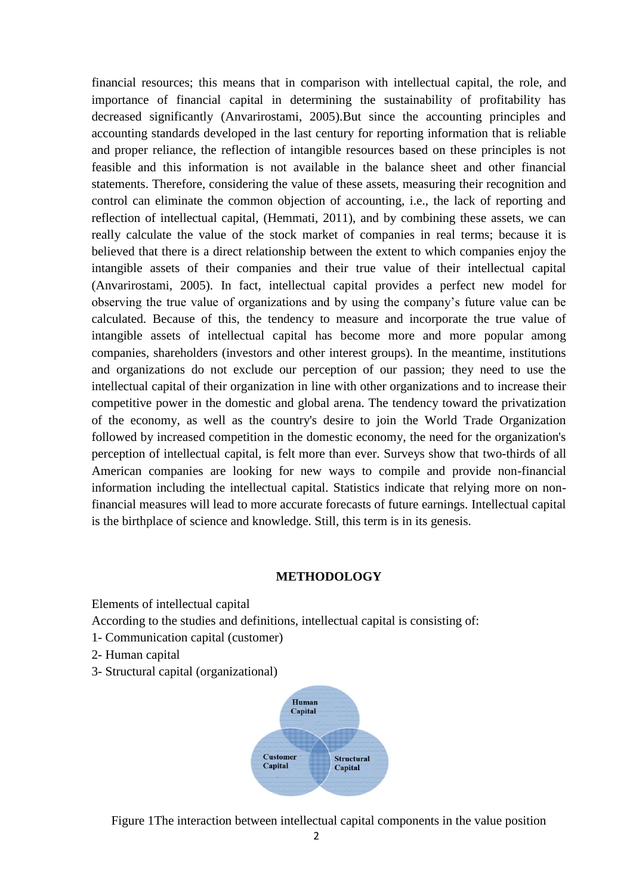financial resources; this means that in comparison with intellectual capital, the role, and importance of financial capital in determining the sustainability of profitability has decreased significantly (Anvarirostami, 2005).But since the accounting principles and accounting standards developed in the last century for reporting information that is reliable and proper reliance, the reflection of intangible resources based on these principles is not feasible and this information is not available in the balance sheet and other financial statements. Therefore, considering the value of these assets, measuring their recognition and control can eliminate the common objection of accounting, i.e., the lack of reporting and reflection of intellectual capital, (Hemmati, 2011), and by combining these assets, we can really calculate the value of the stock market of companies in real terms; because it is believed that there is a direct relationship between the extent to which companies enjoy the intangible assets of their companies and their true value of their intellectual capital (Anvarirostami, 2005). In fact, intellectual capital provides a perfect new model for observing the true value of organizations and by using the company's future value can be calculated. Because of this, the tendency to measure and incorporate the true value of intangible assets of intellectual capital has become more and more popular among companies, shareholders (investors and other interest groups). In the meantime, institutions and organizations do not exclude our perception of our passion; they need to use the intellectual capital of their organization in line with other organizations and to increase their competitive power in the domestic and global arena. The tendency toward the privatization of the economy, as well as the country's desire to join the World Trade Organization followed by increased competition in the domestic economy, the need for the organization's perception of intellectual capital, is felt more than ever. Surveys show that two-thirds of all American companies are looking for new ways to compile and provide non-financial information including the intellectual capital. Statistics indicate that relying more on non-financial measures will lead to more accurate forecasts of future earnings. Intellectual capital is the birthplace of science and knowledge. Still, this term is in its genesis.

## METHODOLOGY

Elements of intellectual capital

According to the studies and definitions, intellectual capital is consisting of:

1- Communication capital (customer)

2- Human capital

3- Structural capital (organizational)

Human Capital

Customer Capital

Structural Capital

Figure 1The interaction between intellectual capital components in the value position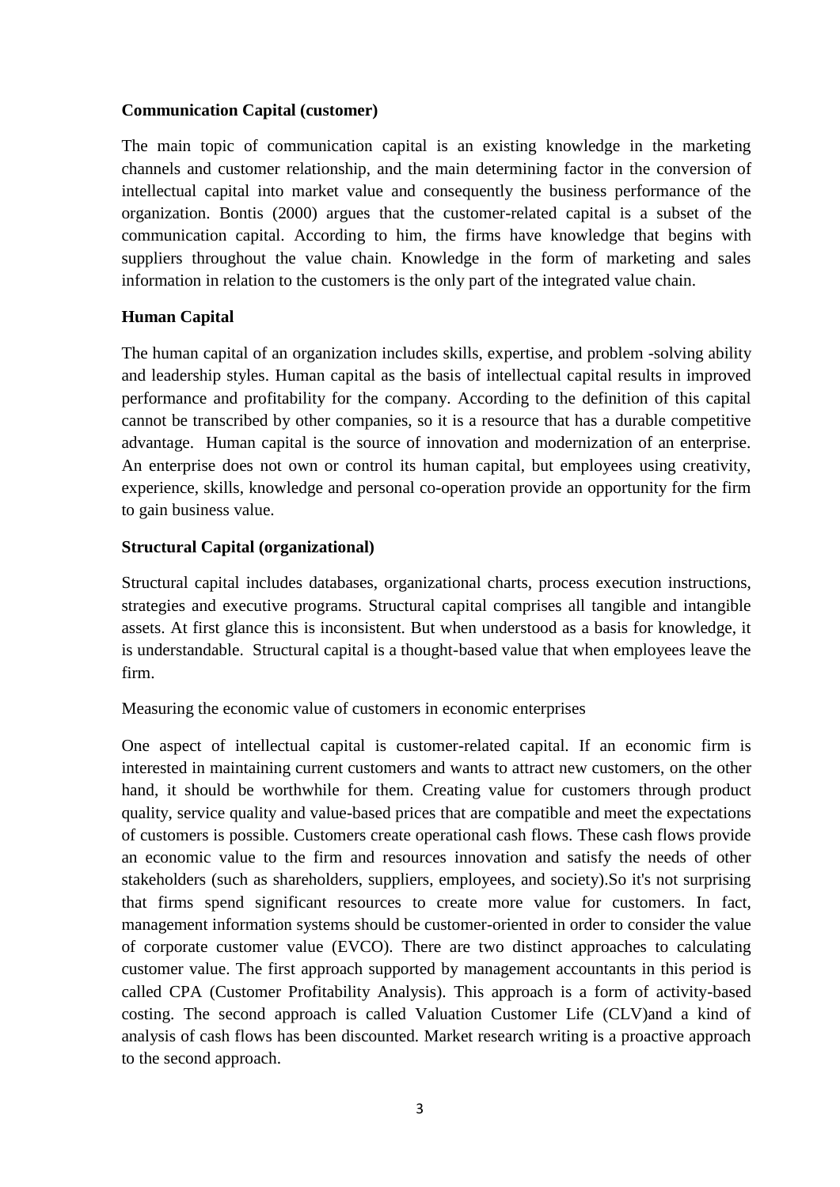**Communication Capital (customer)**

The main topic of communication capital is an existing knowledge in the marketing channels and customer relationship, and the main determining factor in the conversion of intellectual capital into market value and consequently the business performance of the organization. Bontis (2000) argues that the customer-related capital is a subset of the communication capital. According to him, the firms have knowledge that begins with suppliers throughout the value chain. Knowledge in the form of marketing and sales information in relation to the customers is the only part of the integrated value chain.

**Human Capital**

The human capital of an organization includes skills, expertise, and problem -solving ability and leadership styles. Human capital as the basis of intellectual capital results in improved performance and profitability for the company. According to the definition of this capital cannot be transcribed by other companies, so it is a resource that has a durable competitive advantage. Human capital is the source of innovation and modernization of an enterprise. An enterprise does not own or control its human capital, but employees using creativity, experience, skills, knowledge and personal co-operation provide an opportunity for the firm to gain business value.

**Structural Capital (organizational)**

Structural capital includes databases, organizational charts, process execution instructions, strategies and executive programs. Structural capital comprises all tangible and intangible assets. At first glance this is inconsistent. But when understood as a basis for knowledge, it is understandable. Structural capital is a thought-based value that when employees leave the firm.

Measuring the economic value of customers in economic enterprises

One aspect of intellectual capital is customer-related capital. If an economic firm is interested in maintaining current customers and wants to attract new customers, on the other hand, it should be worthwhile for them. Creating value for customers through product quality, service quality and value-based prices that are compatible and meet the expectations of customers is possible. Customers create operational cash flows. These cash flows provide an economic value to the firm and resources innovation and satisfy the needs of other stakeholders (such as shareholders, suppliers, employees, and society).So it's not surprising that firms spend significant resources to create more value for customers. In fact, management information systems should be customer-oriented in order to consider the value of corporate customer value (EVCO). There are two distinct approaches to calculating customer value. The first approach supported by management accountants in this period is called CPA (Customer Profitability Analysis). This approach is a form of activity-based costing. The second approach is called Valuation Customer Life (CLV)and a kind of analysis of cash flows has been discounted. Market research writing is a proactive approach to the second approach.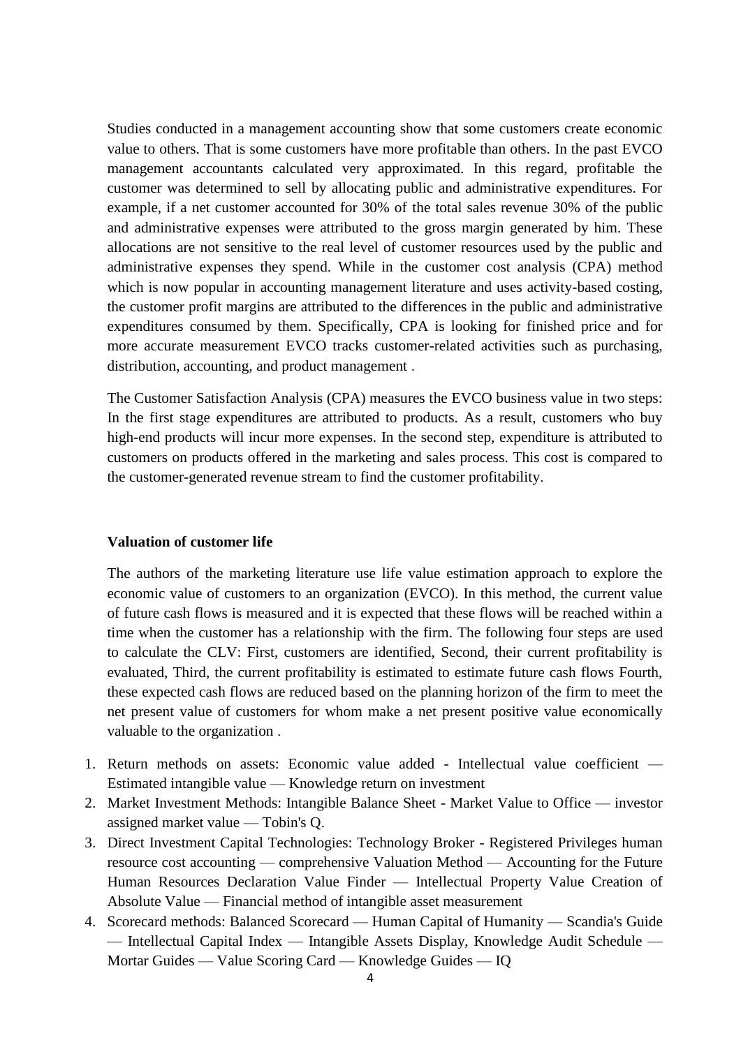Studies conducted in a management accounting show that some customers create economic value to others. That is some customers have more profitable than others. In the past EVCO management accountants calculated very approximated. In this regard, profitable the customer was determined to sell by allocating public and administrative expenditures. For example, if a net customer accounted for 30% of the total sales revenue 30% of the public and administrative expenses were attributed to the gross margin generated by him. These allocations are not sensitive to the real level of customer resources used by the public and administrative expenses they spend. While in the customer cost analysis (CPA) method which is now popular in accounting management literature and uses activity-based costing, the customer profit margins are attributed to the differences in the public and administrative expenditures consumed by them. Specifically, CPA is looking for finished price and for more accurate measurement EVCO tracks customer-related activities such as purchasing, distribution, accounting, and product management .

The Customer Satisfaction Analysis (CPA) measures the EVCO business value in two steps: In the first stage expenditures are attributed to products. As a result, customers who buy high-end products will incur more expenses. In the second step, expenditure is attributed to customers on products offered in the marketing and sales process. This cost is compared to the customer-generated revenue stream to find the customer profitability.

**Valuation of customer life**

The authors of the marketing literature use life value estimation approach to explore the economic value of customers to an organization (EVCO). In this method, the current value of future cash flows is measured and it is expected that these flows will be reached within a time when the customer has a relationship with the firm. The following four steps are used to calculate the CLV: First, customers are identified, Second, their current profitability is evaluated, Third, the current profitability is estimated to estimate future cash flows Fourth, these expected cash flows are reduced based on the planning horizon of the firm to meet the net present value of customers for whom make a net present positive value economically valuable to the organization .

1. Return methods on assets: Economic value added - Intellectual value coefficient — Estimated intangible value — Knowledge return on investment
2. Market Investment Methods: Intangible Balance Sheet - Market Value to Office — investor assigned market value — Tobin's Q.
3. Direct Investment Capital Technologies: Technology Broker - Registered Privileges human resource cost accounting — comprehensive Valuation Method — Accounting for the Future Human Resources Declaration Value Finder — Intellectual Property Value Creation of Absolute Value — Financial method of intangible asset measurement
4. Scorecard methods: Balanced Scorecard — Human Capital of Humanity — Scandia's Guide — Intellectual Capital Index — Intangible Assets Display, Knowledge Audit Schedule — Mortar Guides — Value Scoring Card — Knowledge Guides — IQ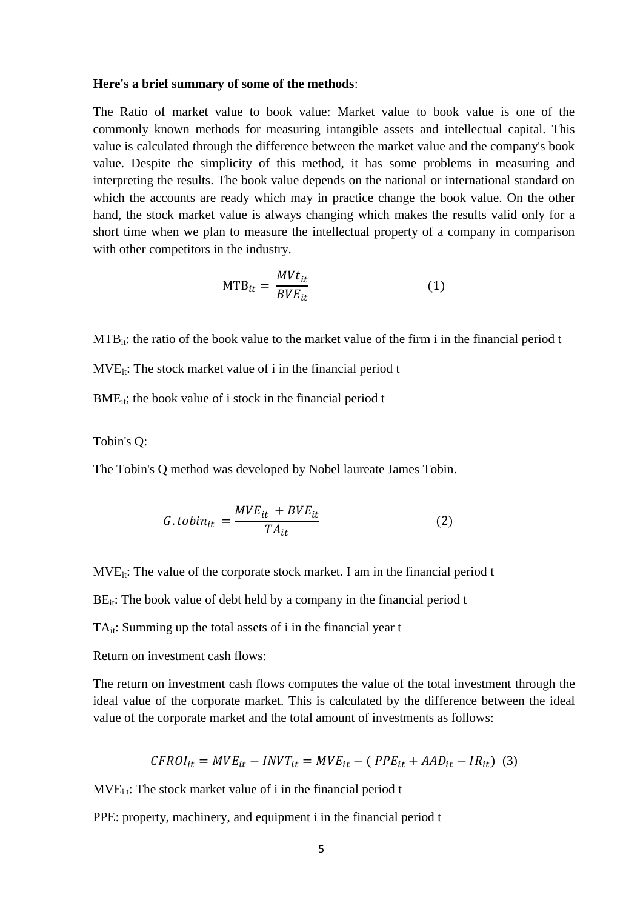**Here's a brief summary of some of the methods**:

The Ratio of market value to book value: Market value to book value is one of the commonly known methods for measuring intangible assets and intellectual capital. This value is calculated through the difference between the market value and the company's book value. Despite the simplicity of this method, it has some problems in measuring and interpreting the results. The book value depends on the national or international standard on which the accounts are ready which may in practice change the book value. On the other hand, the stock market value is always changing which makes the results valid only for a short time when we plan to measure the intellectual property of a company in comparison with other competitors in the industry.

$$\text{MTB}_{it} = \frac{MVt_{it}}{BVE_{it}} \qquad (1)$$

$\text{MTB}_{it}$: the ratio of the book value to the market value of the firm i in the financial period t

$\text{MVE}_{it}$: The stock market value of i in the financial period t

$\text{BME}_{it}$; the book value of i stock in the financial period t

Tobin's Q:

The Tobin's Q method was developed by Nobel laureate James Tobin.

$$G.tobin_{it} = \frac{MVE_{it} + BVE_{it}}{TA_{it}} \qquad (2)$$

$\text{MVE}_{it}$: The value of the corporate stock market. I am in the financial period t

$\text{BE}_{it}$: The book value of debt held by a company in the financial period t

$\text{TA}_{it}$: Summing up the total assets of i in the financial year t

Return on investment cash flows:

The return on investment cash flows computes the value of the total investment through the ideal value of the corporate market. This is calculated by the difference between the ideal value of the corporate market and the total amount of investments as follows:

$$CFROI_{it} = MVE_{it} - INVT_{it} = MVE_{it} - (PPE_{it} + AAD_{it} - IR_{it}) \quad (3)$$

$\text{MVE}_{i\,t}$: The stock market value of i in the financial period t

PPE: property, machinery, and equipment i in the financial period t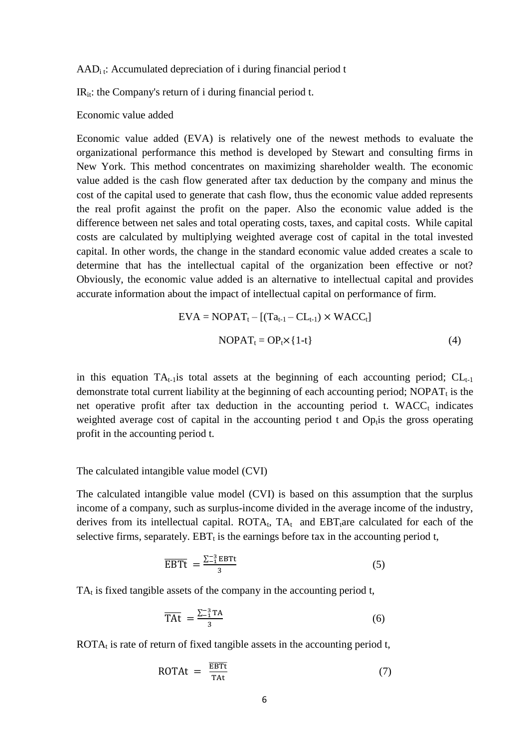$AAD_{i\,t}$: Accumulated depreciation of i during financial period t

$IR_{it}$: the Company's return of i during financial period t.

Economic value added

Economic value added (EVA) is relatively one of the newest methods to evaluate the organizational performance this method is developed by Stewart and consulting firms in New York. This method concentrates on maximizing shareholder wealth. The economic value added is the cash flow generated after tax deduction by the company and minus the cost of the capital used to generate that cash flow, thus the economic value added represents the real profit against the profit on the paper. Also the economic value added is the difference between net sales and total operating costs, taxes, and capital costs. While capital costs are calculated by multiplying weighted average cost of capital in the total invested capital. In other words, the change in the standard economic value added creates a scale to determine that has the intellectual capital of the organization been effective or not? Obviously, the economic value added is an alternative to intellectual capital and provides accurate information about the impact of intellectual capital on performance of firm.

$$EVA = NOPAT_t - [(Ta_{t-1} - CL_{t-1}) \times WACC_t]$$

$$NOPAT_t = OP_t \times \{1\text{-}t\} \tag{4}$$

in this equation $TA_{t-1}$is total assets at the beginning of each accounting period; $CL_{t-1}$ demonstrate total current liability at the beginning of each accounting period; $NOPAT_t$ is the net operative profit after tax deduction in the accounting period t. $WACC_t$ indicates weighted average cost of capital in the accounting period t and $Op_t$is the gross operating profit in the accounting period t.

The calculated intangible value model (CVI)

The calculated intangible value model (CVI) is based on this assumption that the surplus income of a company, such as surplus-income divided in the average income of the industry, derives from its intellectual capital. $ROTA_t$, $TA_t$ and $EBT_t$are calculated for each of the selective firms, separately. $EBT_t$ is the earnings before tax in the accounting period t,

$$\overline{\text{EBTt}} = \frac{\sum_{-1}^{-3} \text{EBTt}}{3} \tag{5}$$

$TA_t$ is fixed tangible assets of the company in the accounting period t,

$$\overline{\text{TAt}} = \frac{\sum_{-1}^{-3} \text{TA}}{3} \tag{6}$$

$ROTA_t$ is rate of return of fixed tangible assets in the accounting period t,

$$\text{ROTAt} = \frac{\overline{\text{EBTt}}}{\text{TAt}} \tag{7}$$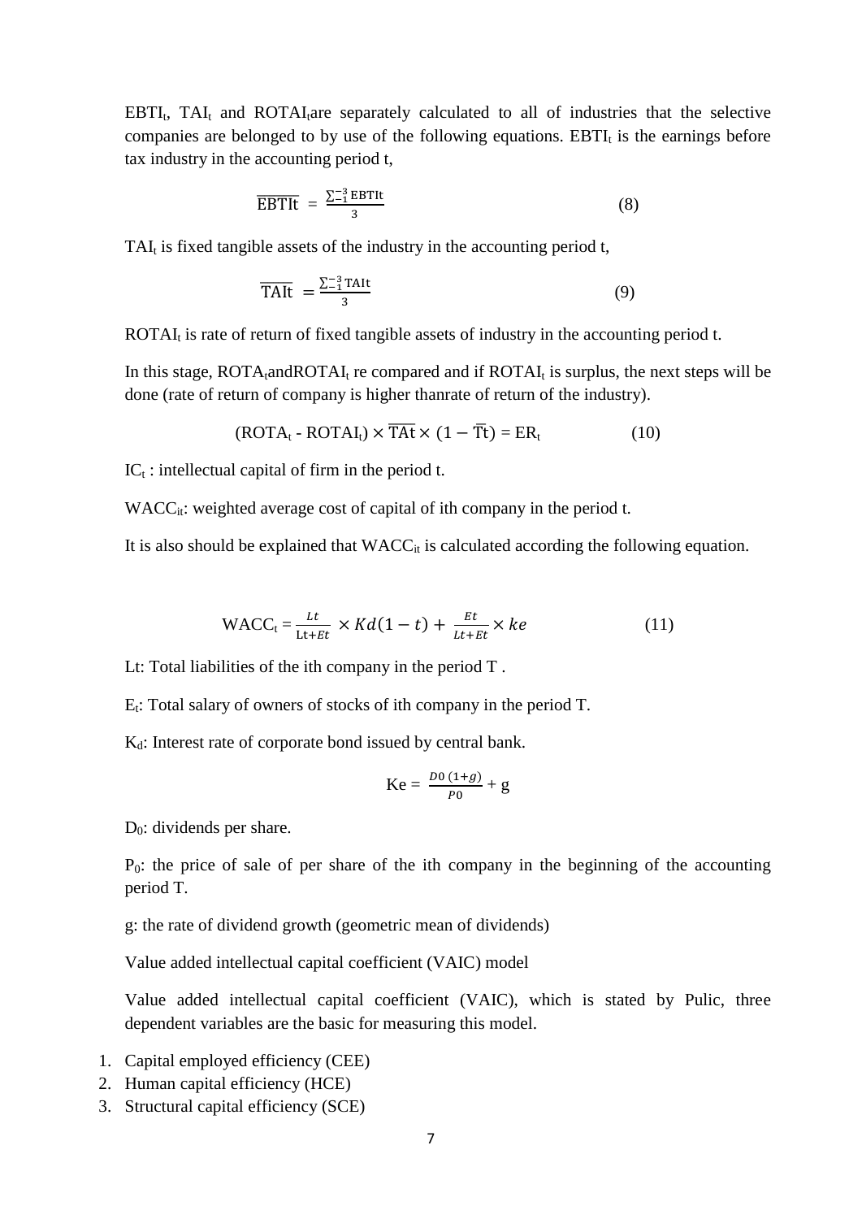$EBTI_t$, $TAI_t$ and $ROTAI_t$are separately calculated to all of industries that the selective companies are belonged to by use of the following equations. $EBTI_t$ is the earnings before tax industry in the accounting period t,

$$\overline{\text{EBTIt}} = \frac{\sum_{-1}^{-3} \text{EBTIt}}{3} \tag{8}$$

$TAI_t$ is fixed tangible assets of the industry in the accounting period t,

$$\overline{\text{TAIt}} = \frac{\sum_{-1}^{-3} \text{TAIt}}{3} \tag{9}$$

$ROTAI_t$ is rate of return of fixed tangible assets of industry in the accounting period t.

In this stage, $ROTA_t$and$ROTAI_t$ re compared and if $ROTAI_t$ is surplus, the next steps will be done (rate of return of company is higher thanrate of return of the industry).

$$(\text{ROTA}_t - \text{ROTAI}_t) \times \overline{\text{TAt}} \times (1 - \overline{\text{T}}\text{t}) = \text{ER}_t \tag{10}$$

$IC_t$ : intellectual capital of firm in the period t.

$WACC_{it}$: weighted average cost of capital of ith company in the period t.

It is also should be explained that $WACC_{it}$ is calculated according the following equation.

$$\text{WACC}_t = \frac{Lt}{\text{Lt}+Et} \times Kd(1-t) + \frac{Et}{Lt+Et} \times ke \tag{11}$$

Lt: Total liabilities of the ith company in the period T .

$E_t$: Total salary of owners of stocks of ith company in the period T.

$K_d$: Interest rate of corporate bond issued by central bank.

$$\text{Ke} = \frac{D0\,(1+g)}{P0} + \text{g}$$

$D_0$: dividends per share.

$P_0$: the price of sale of per share of the ith company in the beginning of the accounting period T.

g: the rate of dividend growth (geometric mean of dividends)

Value added intellectual capital coefficient (VAIC) model

Value added intellectual capital coefficient (VAIC), which is stated by Pulic, three dependent variables are the basic for measuring this model.

1. Capital employed efficiency (CEE)
2. Human capital efficiency (HCE)
3. Structural capital efficiency (SCE)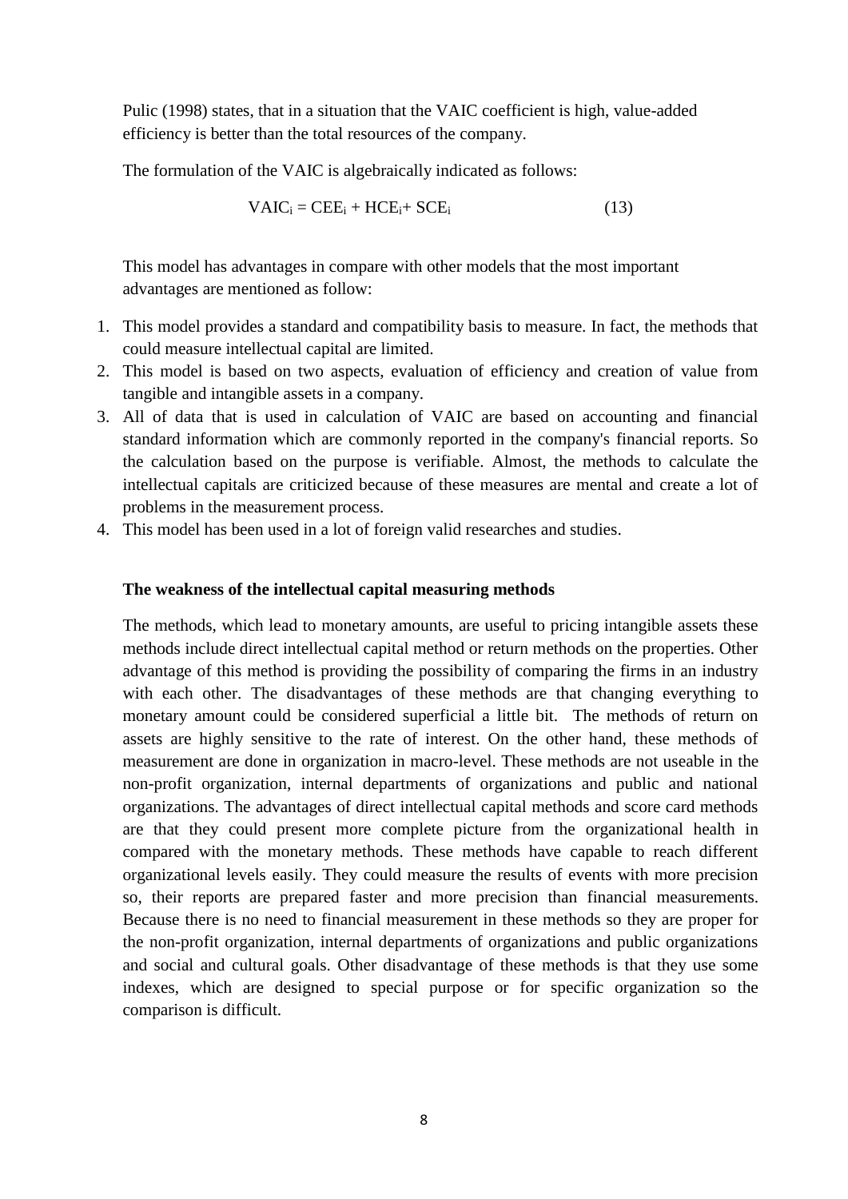Pulic (1998) states, that in a situation that the VAIC coefficient is high, value-added efficiency is better than the total resources of the company.

The formulation of the VAIC is algebraically indicated as follows:

$$VAIC_i = CEE_i + HCE_i + SCE_i \tag{13}$$

This model has advantages in compare with other models that the most important advantages are mentioned as follow:

1. This model provides a standard and compatibility basis to measure. In fact, the methods that could measure intellectual capital are limited.
2. This model is based on two aspects, evaluation of efficiency and creation of value from tangible and intangible assets in a company.
3. All of data that is used in calculation of VAIC are based on accounting and financial standard information which are commonly reported in the company's financial reports. So the calculation based on the purpose is verifiable. Almost, the methods to calculate the intellectual capitals are criticized because of these measures are mental and create a lot of problems in the measurement process.
4. This model has been used in a lot of foreign valid researches and studies.

**The weakness of the intellectual capital measuring methods**

The methods, which lead to monetary amounts, are useful to pricing intangible assets these methods include direct intellectual capital method or return methods on the properties. Other advantage of this method is providing the possibility of comparing the firms in an industry with each other. The disadvantages of these methods are that changing everything to monetary amount could be considered superficial a little bit. The methods of return on assets are highly sensitive to the rate of interest. On the other hand, these methods of measurement are done in organization in macro-level. These methods are not useable in the non-profit organization, internal departments of organizations and public and national organizations. The advantages of direct intellectual capital methods and score card methods are that they could present more complete picture from the organizational health in compared with the monetary methods. These methods have capable to reach different organizational levels easily. They could measure the results of events with more precision so, their reports are prepared faster and more precision than financial measurements. Because there is no need to financial measurement in these methods so they are proper for the non-profit organization, internal departments of organizations and public organizations and social and cultural goals. Other disadvantage of these methods is that they use some indexes, which are designed to special purpose or for specific organization so the comparison is difficult.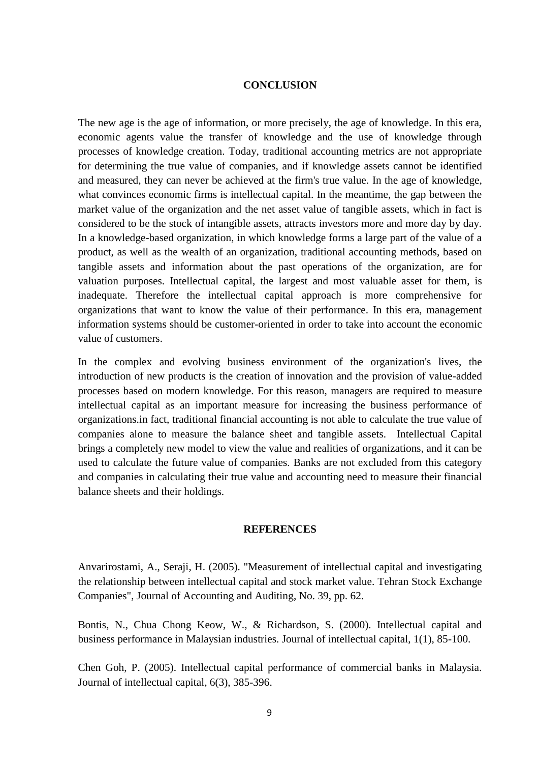## CONCLUSION

The new age is the age of information, or more precisely, the age of knowledge. In this era, economic agents value the transfer of knowledge and the use of knowledge through processes of knowledge creation. Today, traditional accounting metrics are not appropriate for determining the true value of companies, and if knowledge assets cannot be identified and measured, they can never be achieved at the firm's true value. In the age of knowledge, what convinces economic firms is intellectual capital. In the meantime, the gap between the market value of the organization and the net asset value of tangible assets, which in fact is considered to be the stock of intangible assets, attracts investors more and more day by day. In a knowledge-based organization, in which knowledge forms a large part of the value of a product, as well as the wealth of an organization, traditional accounting methods, based on tangible assets and information about the past operations of the organization, are for valuation purposes. Intellectual capital, the largest and most valuable asset for them, is inadequate. Therefore the intellectual capital approach is more comprehensive for organizations that want to know the value of their performance. In this era, management information systems should be customer-oriented in order to take into account the economic value of customers.

In the complex and evolving business environment of the organization's lives, the introduction of new products is the creation of innovation and the provision of value-added processes based on modern knowledge. For this reason, managers are required to measure intellectual capital as an important measure for increasing the business performance of organizations.in fact, traditional financial accounting is not able to calculate the true value of companies alone to measure the balance sheet and tangible assets. Intellectual Capital brings a completely new model to view the value and realities of organizations, and it can be used to calculate the future value of companies. Banks are not excluded from this category and companies in calculating their true value and accounting need to measure their financial balance sheets and their holdings.

## REFERENCES

Anvarirostami, A., Seraji, H. (2005). "Measurement of intellectual capital and investigating the relationship between intellectual capital and stock market value. Tehran Stock Exchange Companies", Journal of Accounting and Auditing, No. 39, pp. 62.

Bontis, N., Chua Chong Keow, W., & Richardson, S. (2000). Intellectual capital and business performance in Malaysian industries. Journal of intellectual capital, 1(1), 85-100.

Chen Goh, P. (2005). Intellectual capital performance of commercial banks in Malaysia. Journal of intellectual capital, 6(3), 385-396.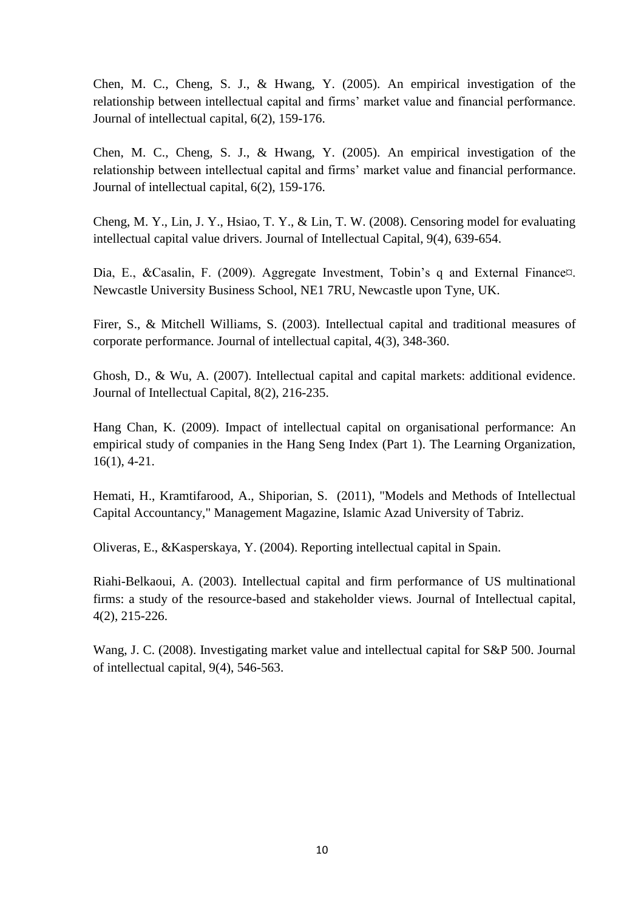Chen, M. C., Cheng, S. J., & Hwang, Y. (2005). An empirical investigation of the relationship between intellectual capital and firms' market value and financial performance. Journal of intellectual capital, 6(2), 159-176.

Chen, M. C., Cheng, S. J., & Hwang, Y. (2005). An empirical investigation of the relationship between intellectual capital and firms' market value and financial performance. Journal of intellectual capital, 6(2), 159-176.

Cheng, M. Y., Lin, J. Y., Hsiao, T. Y., & Lin, T. W. (2008). Censoring model for evaluating intellectual capital value drivers. Journal of Intellectual Capital, 9(4), 639-654.

Dia, E., &Casalin, F. (2009). Aggregate Investment, Tobin's q and External Finance¤. Newcastle University Business School, NE1 7RU, Newcastle upon Tyne, UK.

Firer, S., & Mitchell Williams, S. (2003). Intellectual capital and traditional measures of corporate performance. Journal of intellectual capital, 4(3), 348-360.

Ghosh, D., & Wu, A. (2007). Intellectual capital and capital markets: additional evidence. Journal of Intellectual Capital, 8(2), 216-235.

Hang Chan, K. (2009). Impact of intellectual capital on organisational performance: An empirical study of companies in the Hang Seng Index (Part 1). The Learning Organization, 16(1), 4-21.

Hemati, H., Kramtifarood, A., Shiporian, S. (2011), "Models and Methods of Intellectual Capital Accountancy," Management Magazine, Islamic Azad University of Tabriz.

Oliveras, E., &Kasperskaya, Y. (2004). Reporting intellectual capital in Spain.

Riahi-Belkaoui, A. (2003). Intellectual capital and firm performance of US multinational firms: a study of the resource-based and stakeholder views. Journal of Intellectual capital, 4(2), 215-226.

Wang, J. C. (2008). Investigating market value and intellectual capital for S&P 500. Journal of intellectual capital, 9(4), 546-563.